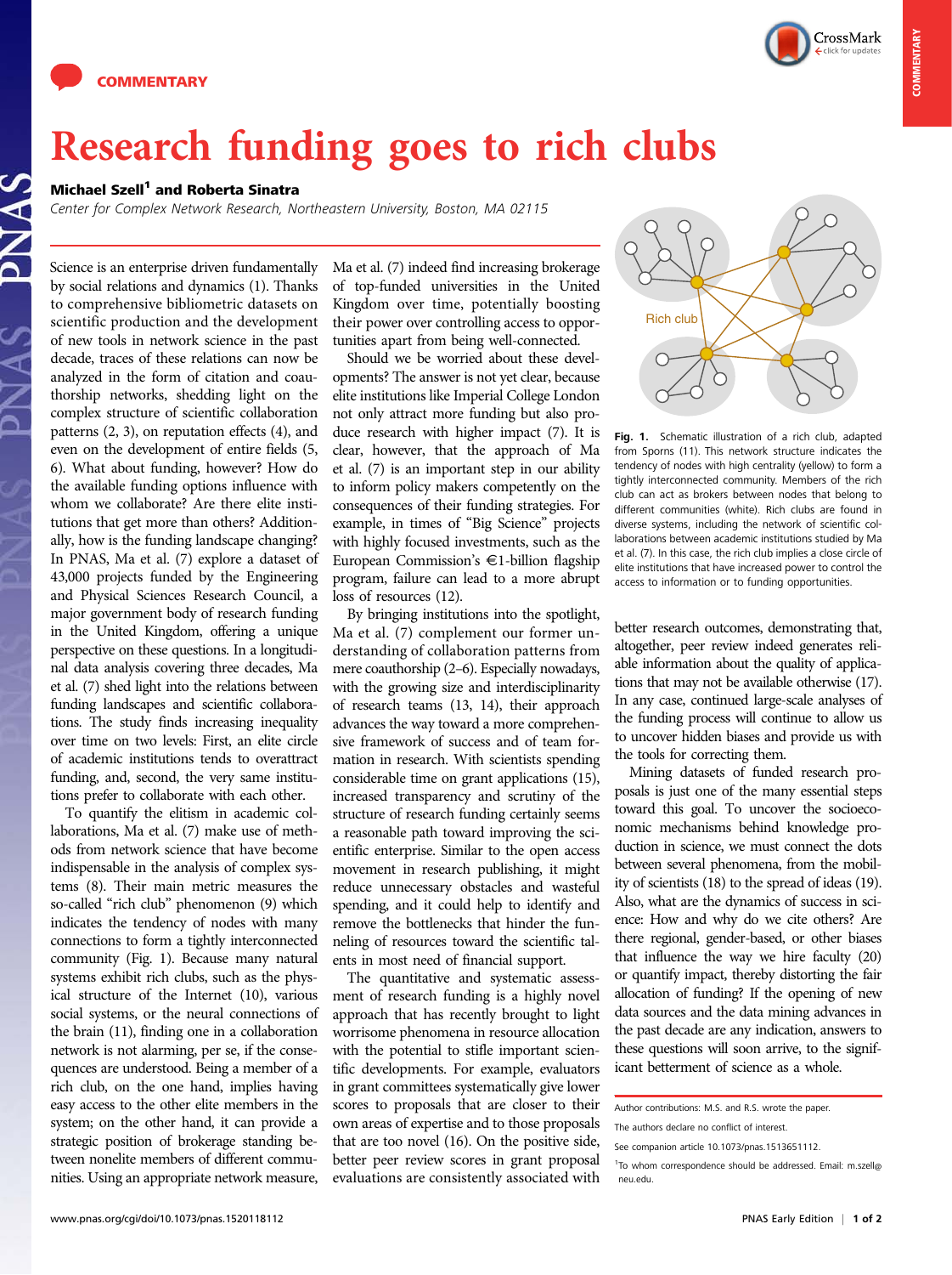COMMENTARY

# Research funding goes to rich clubs

**Michael Szell[1] and Roberta Sinatra**

*Center for Complex Network Research, Northeastern University, Boston, MA 02115*

Science is an enterprise driven fundamentally by social relations and dynamics (1). Thanks to comprehensive bibliometric datasets on scientific production and the development of new tools in network science in the past decade, traces of these relations can now be analyzed in the form of citation and coauthorship networks, shedding light on the complex structure of scientific collaboration patterns (2, 3), on reputation effects (4), and even on the development of entire fields (5, 6). What about funding, however? How do the available funding options influence with whom we collaborate? Are there elite institutions that get more than others? Additionally, how is the funding landscape changing? In PNAS, Ma et al. (7) explore a dataset of 43,000 projects funded by the Engineering and Physical Sciences Research Council, a major government body of research funding in the United Kingdom, offering a unique perspective on these questions. In a longitudinal data analysis covering three decades, Ma et al. (7) shed light into the relations between funding landscapes and scientific collaborations. The study finds increasing inequality over time on two levels: First, an elite circle of academic institutions tends to overattract funding, and, second, the very same institutions prefer to collaborate with each other.

To quantify the elitism in academic collaborations, Ma et al. (7) make use of methods from network science that have become indispensable in the analysis of complex systems (8). Their main metric measures the so-called "rich club" phenomenon (9) which indicates the tendency of nodes with many connections to form a tightly interconnected community (Fig. 1). Because many natural systems exhibit rich clubs, such as the physical structure of the Internet (10), various social systems, or the neural connections of the brain (11), finding one in a collaboration network is not alarming, per se, if the consequences are understood. Being a member of a rich club, on the one hand, implies having easy access to the other elite members in the system; on the other hand, it can provide a strategic position of brokerage standing between nonelite members of different communities. Using an appropriate network measure, Ma et al. (7) indeed find increasing brokerage of top-funded universities in the United Kingdom over time, potentially boosting their power over controlling access to opportunities apart from being well-connected.

Should we be worried about these developments? The answer is not yet clear, because elite institutions like Imperial College London not only attract more funding but also produce research with higher impact (7). It is clear, however, that the approach of Ma et al. (7) is an important step in our ability to inform policy makers competently on the consequences of their funding strategies. For example, in times of "Big Science" projects with highly focused investments, such as the European Commission's €1-billion flagship program, failure can lead to a more abrupt loss of resources (12).

By bringing institutions into the spotlight, Ma et al. (7) complement our former understanding of collaboration patterns from mere coauthorship (2–6). Especially nowadays, with the growing size and interdisciplinarity of research teams (13, 14), their approach advances the way toward a more comprehensive framework of success and of team formation in research. With scientists spending considerable time on grant applications (15), increased transparency and scrutiny of the structure of research funding certainly seems a reasonable path toward improving the scientific enterprise. Similar to the open access movement in research publishing, it might reduce unnecessary obstacles and wasteful spending, and it could help to identify and remove the bottlenecks that hinder the funneling of resources toward the scientific talents in most need of financial support.

The quantitative and systematic assessment of research funding is a highly novel approach that has recently brought to light worrisome phenomena in resource allocation with the potential to stifle important scientific developments. For example, evaluators in grant committees systematically give lower scores to proposals that are closer to their own areas of expertise and to those proposals that are too novel (16). On the positive side, better peer review scores in grant proposal evaluations are consistently associated with better research outcomes, demonstrating that, altogether, peer review indeed generates reliable information about the quality of applications that may not be available otherwise (17). In any case, continued large-scale analyses of the funding process will continue to allow us to uncover hidden biases and provide us with the tools for correcting them.

Mining datasets of funded research proposals is just one of the many essential steps toward this goal. To uncover the socioeconomic mechanisms behind knowledge production in science, we must connect the dots between several phenomena, from the mobility of scientists (18) to the spread of ideas (19). Also, what are the dynamics of success in science: How and why do we cite others? Are there regional, gender-based, or other biases that influence the way we hire faculty (20) or quantify impact, thereby distorting the fair allocation of funding? If the opening of new data sources and the data mining advances in the past decade are any indication, answers to these questions will soon arrive, to the significant betterment of science as a whole.

Fig. 1. Schematic illustration of a rich club, adapted from Sporns (11). This network structure indicates the tendency of nodes with high centrality (yellow) to form a tightly interconnected community. Members of the rich club can act as brokers between nodes that belong to different communities (white). Rich clubs are found in diverse systems, including the network of scientific collaborations between academic institutions studied by Ma et al. (7). In this case, the rich club implies a close circle of elite institutions that have increased power to control the access to information or to funding opportunities.

Author contributions: M.S. and R.S. wrote the paper.

The authors declare no conflict of interest.

See companion article 10.1073/pnas.1513651112.

[1]To whom correspondence should be addressed. Email: m.szell@neu.edu.

www.pnas.org/cgi/doi/10.1073/pnas.1520118112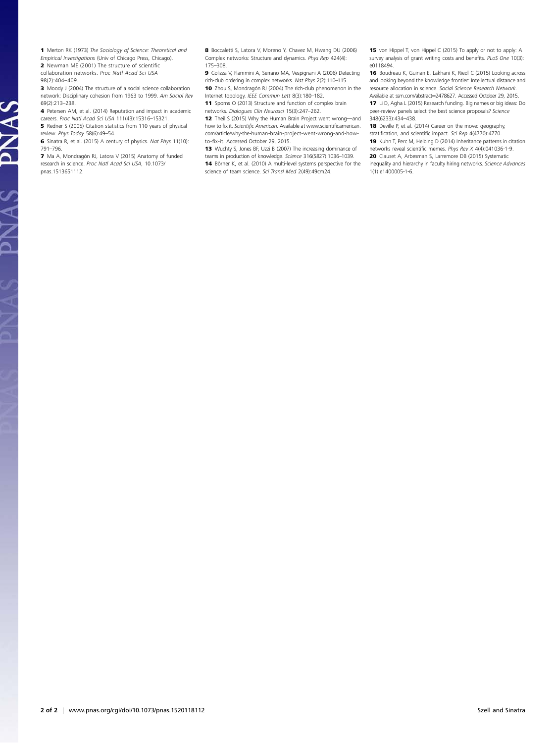1 Merton RK (1973) *The Sociology of Science: Theoretical and Empirical Investigations* (Univ of Chicago Press, Chicago).

2 Newman ME (2001) The structure of scientific collaboration networks. *Proc Natl Acad Sci USA* 98(2):404–409.

3 Moody J (2004) The structure of a social science collaboration network: Disciplinary cohesion from 1963 to 1999. *Am Sociol Rev* 69(2):213–238.

4 Petersen AM, et al. (2014) Reputation and impact in academic careers. *Proc Natl Acad Sci USA* 111(43):15316–15321.

5 Redner S (2005) Citation statistics from 110 years of physical review. *Phys Today* 58(6):49–54.

6 Sinatra R, et al. (2015) A century of physics. *Nat Phys* 11(10): 791–796.

7 Ma A, Mondragón RJ, Latora V (2015) Anatomy of funded research in science. *Proc Natl Acad Sci USA*, 10.1073/pnas.1513651112.

8 Boccaletti S, Latora V, Moreno Y, Chavez M, Hwang DU (2006) Complex networks: Structure and dynamics. *Phys Rep* 424(4): 175–308.

9 Colizza V, Flammini A, Serrano MA, Vespignani A (2006) Detecting rich-club ordering in complex networks. *Nat Phys* 2(2):110–115.

10 Zhou S, Mondragón RJ (2004) The rich-club phenomenon in the Internet topology. *IEEE Commun Lett* 8(3):180–182.

11 Sporns O (2013) Structure and function of complex brain networks. *Dialogues Clin Neurosci* 15(3):247–262.

12 Theil S (2015) Why the Human Brain Project went wrong—and how to fix it. *Scientific American*. Available at www.scientificamerican.com/article/why-the-human-brain-project-went-wrong-and-how-to-fix-it. Accessed October 29, 2015.

13 Wuchty S, Jones BF, Uzzi B (2007) The increasing dominance of teams in production of knowledge. *Science* 316(5827):1036–1039.

14 Börner K, et al. (2010) A multi-level systems perspective for the science of team science. *Sci Transl Med* 2(49):49cm24.

15 von Hippel T, von Hippel C (2015) To apply or not to apply: A survey analysis of grant writing costs and benefits. *PLoS One* 10(3): e0118494.

16 Boudreau K, Guinan E, Lakhani K, Riedl C (2015) Looking across and looking beyond the knowledge frontier: Intellectual distance and resource allocation in science. *Social Science Research Network*. Available at ssrn.com/abstract=2478627. Accessed October 29, 2015.

17 Li D, Agha L (2015) Research funding. Big names or big ideas: Do peer-review panels select the best science proposals? *Science* 348(6233):434–438.

18 Deville P, et al. (2014) Career on the move: geography, stratification, and scientific impact. *Sci Rep* 4(4770):4770.

19 Kuhn T, Perc M, Helbing D (2014) Inheritance patterns in citation networks reveal scientific memes. *Phys Rev X* 4(4):041036-1-9.

20 Clauset A, Arbesman S, Larremore DB (2015) Systematic inequality and hierarchy in faculty hiring networks. *Science Advances* 1(1):e1400005-1-6.